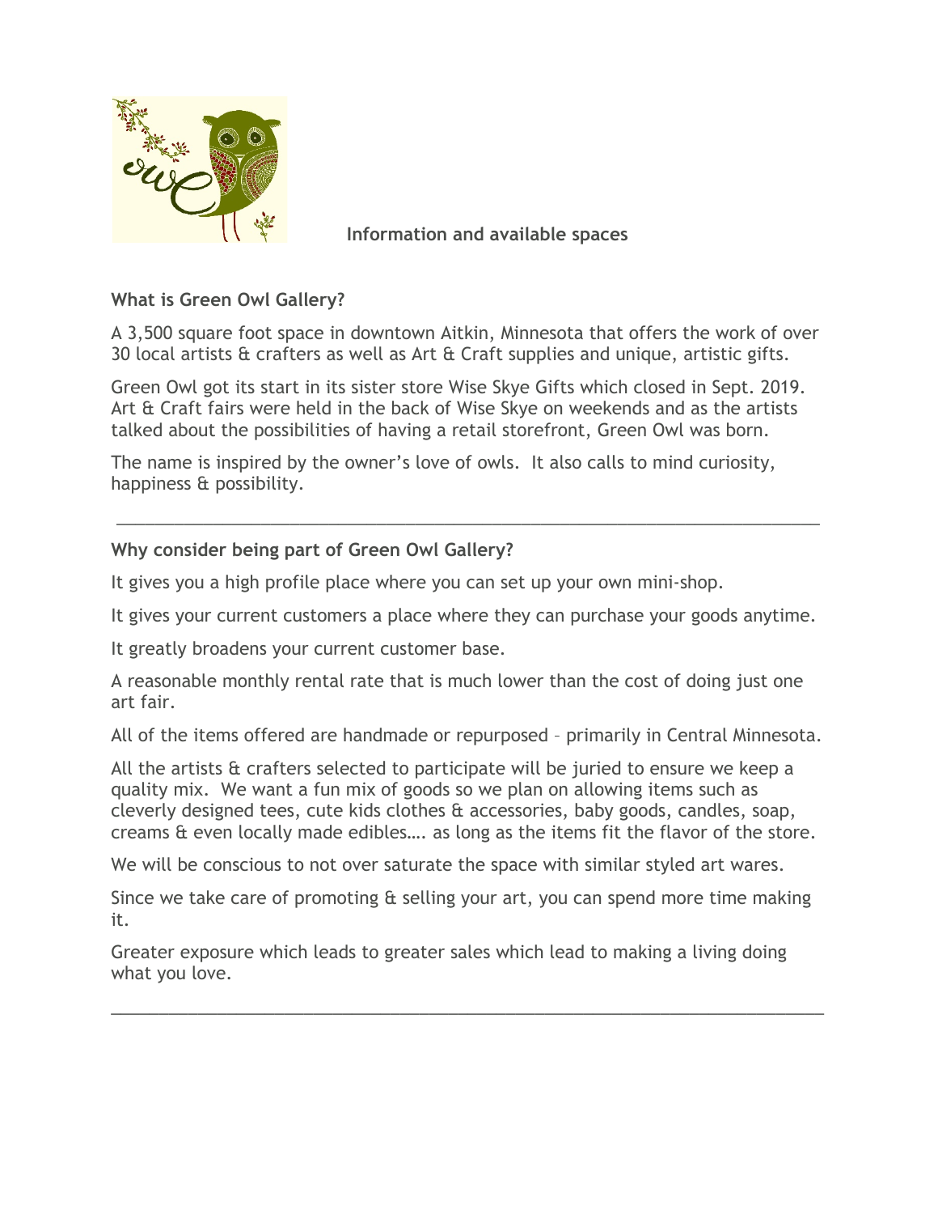**Information and available spaces**

**What is Green Owl Gallery?**

A 3,500 square foot space in downtown Aitkin, Minnesota that offers the work of over 30 local artists & crafters as well as Art & Craft supplies and unique, artistic gifts.

Green Owl got its start in its sister store Wise Skye Gifts which closed in Sept. 2019. Art & Craft fairs were held in the back of Wise Skye on weekends and as the artists talked about the possibilities of having a retail storefront, Green Owl was born.

The name is inspired by the owner's love of owls. It also calls to mind curiosity, happiness & possibility.

---

**Why consider being part of Green Owl Gallery?**

It gives you a high profile place where you can set up your own mini-shop.

It gives your current customers a place where they can purchase your goods anytime.

It greatly broadens your current customer base.

A reasonable monthly rental rate that is much lower than the cost of doing just one art fair.

All of the items offered are handmade or repurposed – primarily in Central Minnesota.

All the artists & crafters selected to participate will be juried to ensure we keep a quality mix. We want a fun mix of goods so we plan on allowing items such as cleverly designed tees, cute kids clothes & accessories, baby goods, candles, soap, creams & even locally made edibles…. as long as the items fit the flavor of the store.

We will be conscious to not over saturate the space with similar styled art wares.

Since we take care of promoting & selling your art, you can spend more time making it.

Greater exposure which leads to greater sales which lead to making a living doing what you love.

---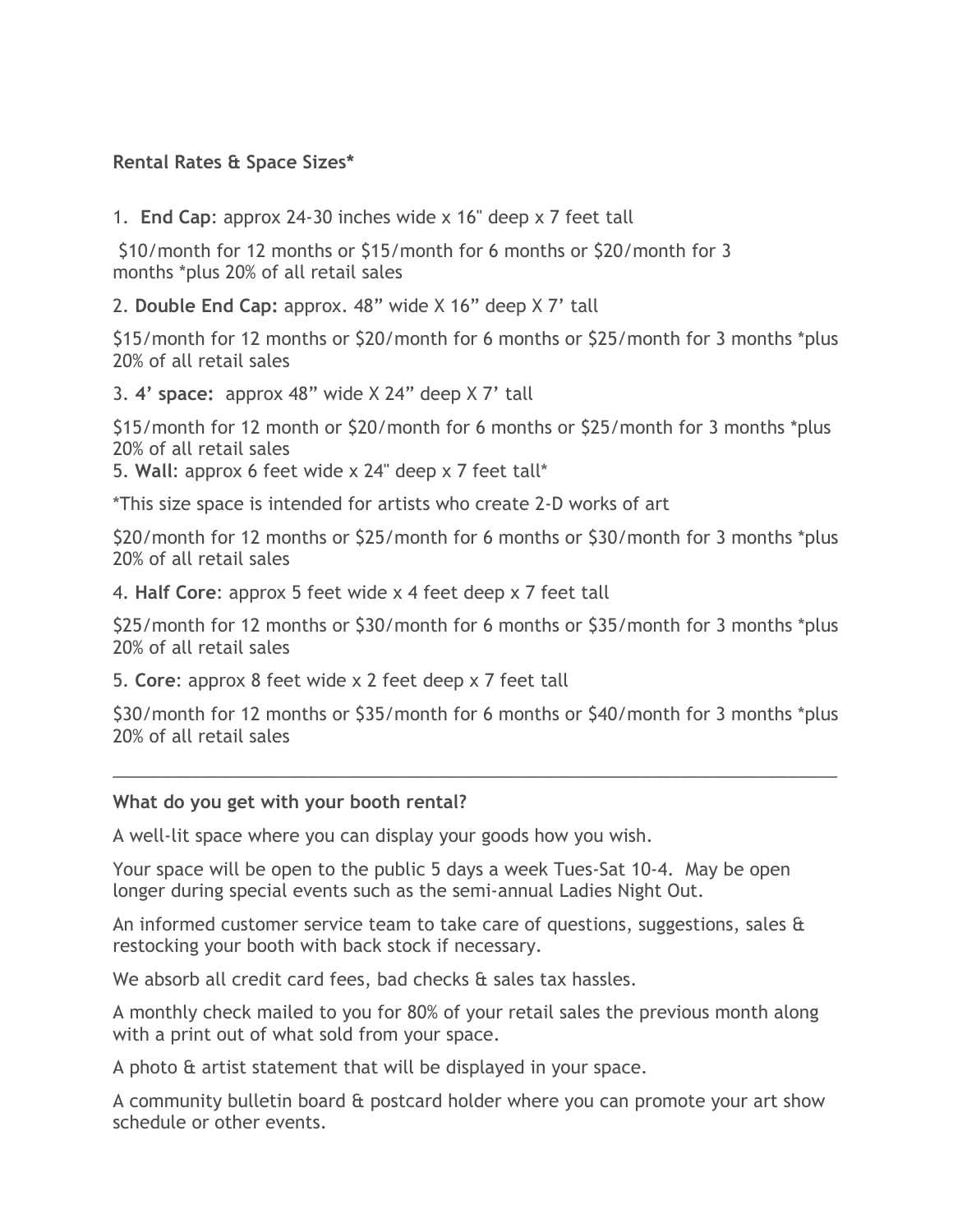**Rental Rates & Space Sizes***

1. **End Cap**: approx 24-30 inches wide x 16" deep x 7 feet tall

$10/month for 12 months or $15/month for 6 months or $20/month for 3 months *plus 20% of all retail sales

2. **Double End Cap:** approx. 48" wide X 16" deep X 7' tall

$15/month for 12 months or $20/month for 6 months or $25/month for 3 months *plus 20% of all retail sales

3. **4' space:** approx 48" wide X 24" deep X 7' tall

$15/month for 12 month or $20/month for 6 months or $25/month for 3 months *plus 20% of all retail sales

5. **Wall**: approx 6 feet wide x 24" deep x 7 feet tall*

*This size space is intended for artists who create 2-D works of art

$20/month for 12 months or $25/month for 6 months or $30/month for 3 months *plus 20% of all retail sales

4. **Half Core**: approx 5 feet wide x 4 feet deep x 7 feet tall

$25/month for 12 months or $30/month for 6 months or $35/month for 3 months *plus 20% of all retail sales

5. **Core**: approx 8 feet wide x 2 feet deep x 7 feet tall

$30/month for 12 months or $35/month for 6 months or $40/month for 3 months *plus 20% of all retail sales

---

**What do you get with your booth rental?**

A well-lit space where you can display your goods how you wish.

Your space will be open to the public 5 days a week Tues-Sat 10-4. May be open longer during special events such as the semi-annual Ladies Night Out.

An informed customer service team to take care of questions, suggestions, sales & restocking your booth with back stock if necessary.

We absorb all credit card fees, bad checks & sales tax hassles.

A monthly check mailed to you for 80% of your retail sales the previous month along with a print out of what sold from your space.

A photo & artist statement that will be displayed in your space.

A community bulletin board & postcard holder where you can promote your art show schedule or other events.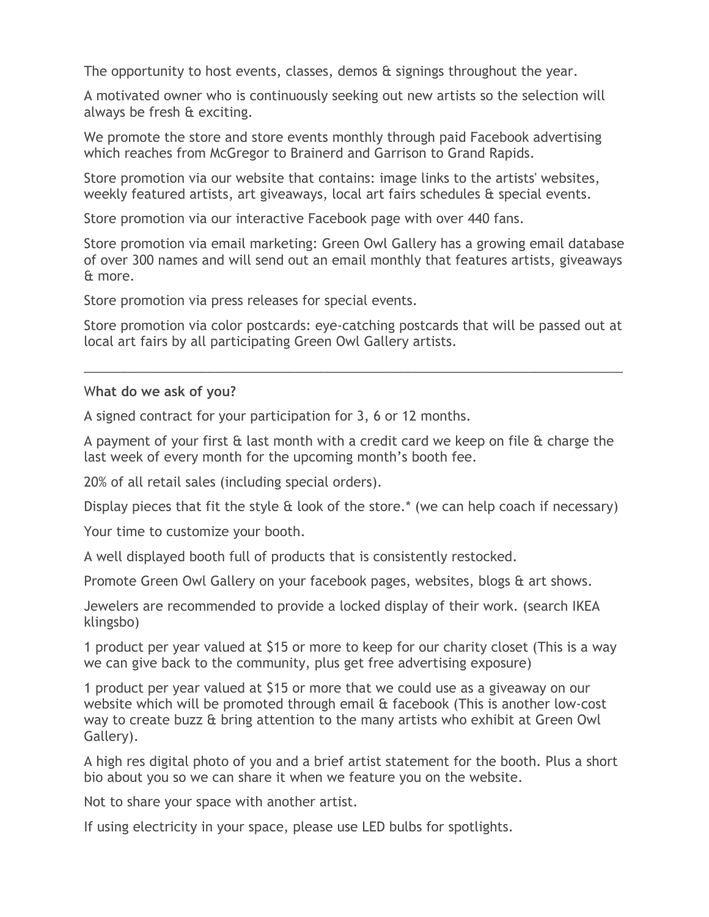The opportunity to host events, classes, demos & signings throughout the year.

A motivated owner who is continuously seeking out new artists so the selection will always be fresh & exciting.

We promote the store and store events monthly through paid Facebook advertising which reaches from McGregor to Brainerd and Garrison to Grand Rapids.

Store promotion via our website that contains: image links to the artists' websites, weekly featured artists, art giveaways, local art fairs schedules & special events.

Store promotion via our interactive Facebook page with over 440 fans.

Store promotion via email marketing: Green Owl Gallery has a growing email database of over 300 names and will send out an email monthly that features artists, giveaways & more.

Store promotion via press releases for special events.

Store promotion via color postcards: eye-catching postcards that will be passed out at local art fairs by all participating Green Owl Gallery artists.

---

**What do we ask of you?**

A signed contract for your participation for 3, 6 or 12 months.

A payment of your first & last month with a credit card we keep on file & charge the last week of every month for the upcoming month's booth fee.

20% of all retail sales (including special orders).

Display pieces that fit the style & look of the store.* (we can help coach if necessary)

Your time to customize your booth.

A well displayed booth full of products that is consistently restocked.

Promote Green Owl Gallery on your facebook pages, websites, blogs & art shows.

Jewelers are recommended to provide a locked display of their work. (search IKEA klingsbo)

1 product per year valued at $15 or more to keep for our charity closet (This is a way we can give back to the community, plus get free advertising exposure)

1 product per year valued at $15 or more that we could use as a giveaway on our website which will be promoted through email & facebook (This is another low-cost way to create buzz & bring attention to the many artists who exhibit at Green Owl Gallery).

A high res digital photo of you and a brief artist statement for the booth. Plus a short bio about you so we can share it when we feature you on the website.

Not to share your space with another artist.

If using electricity in your space, please use LED bulbs for spotlights.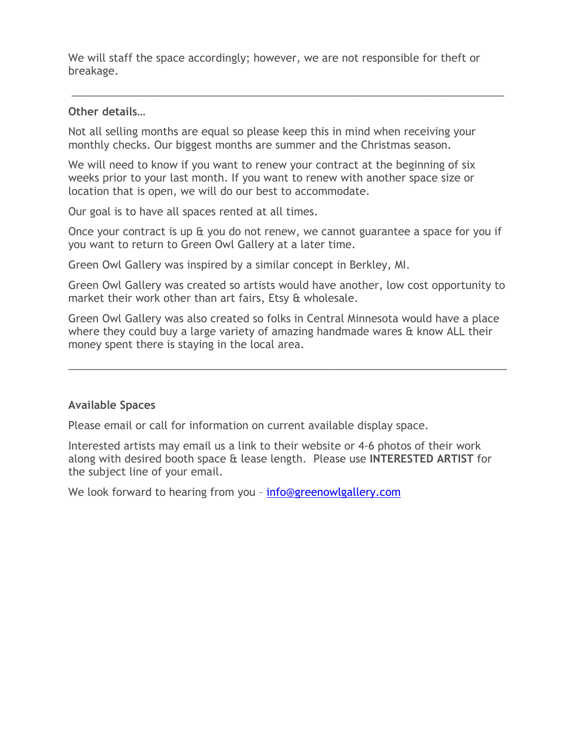We will staff the space accordingly; however, we are not responsible for theft or breakage.

---

**Other details…**

Not all selling months are equal so please keep this in mind when receiving your monthly checks. Our biggest months are summer and the Christmas season.

We will need to know if you want to renew your contract at the beginning of six weeks prior to your last month. If you want to renew with another space size or location that is open, we will do our best to accommodate.

Our goal is to have all spaces rented at all times.

Once your contract is up & you do not renew, we cannot guarantee a space for you if you want to return to Green Owl Gallery at a later time.

Green Owl Gallery was inspired by a similar concept in Berkley, MI.

Green Owl Gallery was created so artists would have another, low cost opportunity to market their work other than art fairs, Etsy & wholesale.

Green Owl Gallery was also created so folks in Central Minnesota would have a place where they could buy a large variety of amazing handmade wares & know ALL their money spent there is staying in the local area.

---

**Available Spaces**

Please email or call for information on current available display space.

Interested artists may email us a link to their website or 4-6 photos of their work along with desired booth space & lease length. Please use **INTERESTED ARTIST** for the subject line of your email.

We look forward to hearing from you – info@greenowlgallery.com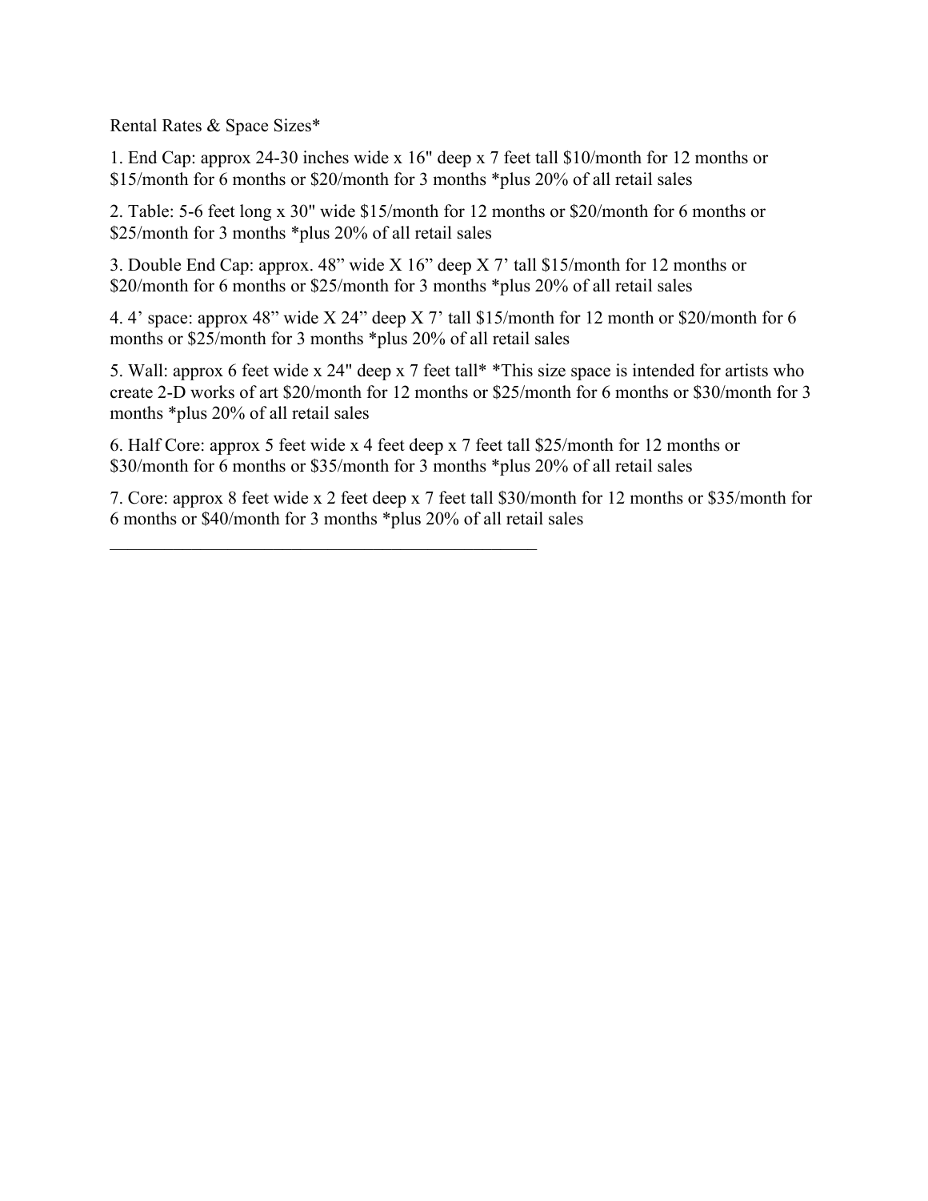Rental Rates & Space Sizes*

1. End Cap: approx 24-30 inches wide x 16" deep x 7 feet tall $10/month for 12 months or $15/month for 6 months or $20/month for 3 months *plus 20% of all retail sales

2. Table: 5-6 feet long x 30" wide $15/month for 12 months or $20/month for 6 months or $25/month for 3 months *plus 20% of all retail sales

3. Double End Cap: approx. 48" wide X 16" deep X 7' tall $15/month for 12 months or $20/month for 6 months or $25/month for 3 months *plus 20% of all retail sales

4. 4' space: approx 48" wide X 24" deep X 7' tall $15/month for 12 month or $20/month for 6 months or $25/month for 3 months *plus 20% of all retail sales

5. Wall: approx 6 feet wide x 24" deep x 7 feet tall* *This size space is intended for artists who create 2-D works of art $20/month for 12 months or $25/month for 6 months or $30/month for 3 months *plus 20% of all retail sales

6. Half Core: approx 5 feet wide x 4 feet deep x 7 feet tall $25/month for 12 months or $30/month for 6 months or $35/month for 3 months *plus 20% of all retail sales

7. Core: approx 8 feet wide x 2 feet deep x 7 feet tall $30/month for 12 months or $35/month for 6 months or $40/month for 3 months *plus 20% of all retail sales

---